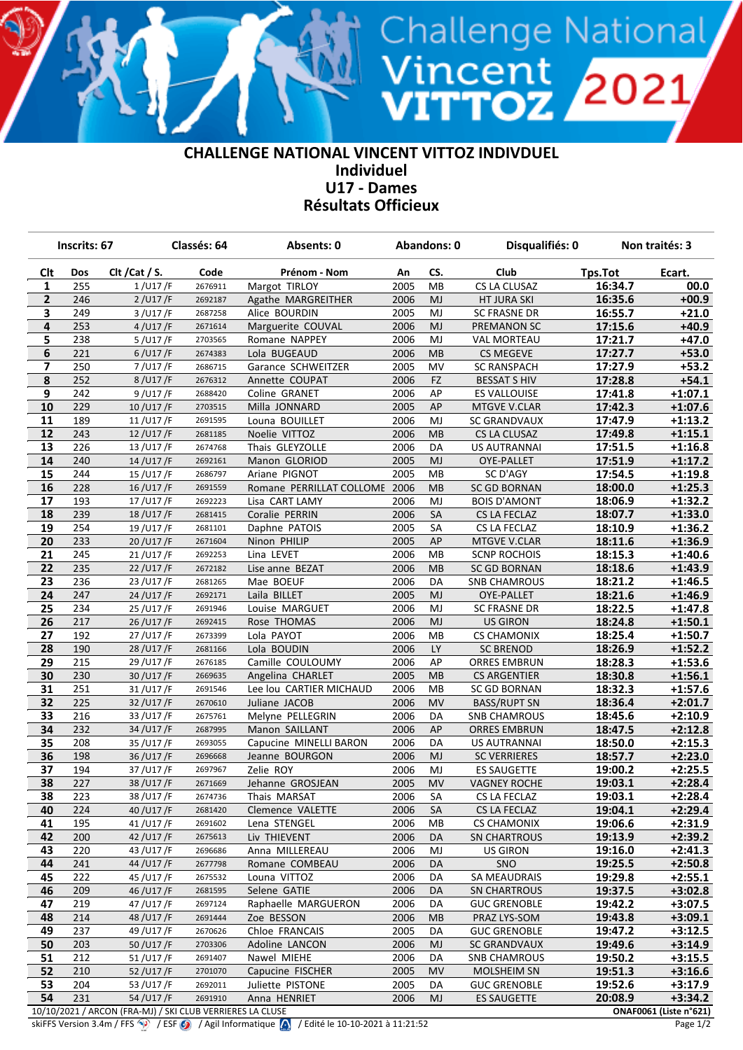# CHALLENGE NATIONAL VINCENT VITTOZ INDIVDUEL

## Individuel

## U17 - Dames

## Résultats Officieux

| Inscrits: 67 | Classés: 64 | Absents: 0 | Abandons: 0 | Disqualifiés: 0 | Non traités: 3 |
|---|---|---|---|---|---|

| Clt | Dos | Clt /Cat / S. | Code | Prénom - Nom | An | CS. | Club | Tps.Tot | Ecart. |
|---|---|---|---|---|---|---|---|---|---|
| 1 | 255 | 1 /U17 /F | 2676911 | Margot TIRLOY | 2005 | MB | CS LA CLUSAZ | 16:34.7 | 00.0 |
| 2 | 246 | 2 /U17 /F | 2692187 | Agathe MARGREITHER | 2006 | MJ | HT JURA SKI | 16:35.6 | +00.9 |
| 3 | 249 | 3 /U17 /F | 2687258 | Alice BOURDIN | 2005 | MJ | SC FRASNE DR | 16:55.7 | +21.0 |
| 4 | 253 | 4 /U17 /F | 2671614 | Marguerite COUVAL | 2006 | MJ | PREMANON SC | 17:15.6 | +40.9 |
| 5 | 238 | 5 /U17 /F | 2703565 | Romane NAPPEY | 2006 | MJ | VAL MORTEAU | 17:21.7 | +47.0 |
| 6 | 221 | 6 /U17 /F | 2674383 | Lola BUGEAUD | 2006 | MB | CS MEGEVE | 17:27.7 | +53.0 |
| 7 | 250 | 7 /U17 /F | 2686715 | Garance SCHWEITZER | 2005 | MV | SC RANSPACH | 17:27.9 | +53.2 |
| 8 | 252 | 8 /U17 /F | 2676312 | Annette COUPAT | 2006 | FZ | BESSAT S HIV | 17:28.8 | +54.1 |
| 9 | 242 | 9 /U17 /F | 2688420 | Coline GRANET | 2006 | AP | ES VALLOUISE | 17:41.8 | +1:07.1 |
| 10 | 229 | 10 /U17 /F | 2703515 | Milla JONNARD | 2005 | AP | MTGVE V.CLAR | 17:42.3 | +1:07.6 |
| 11 | 189 | 11 /U17 /F | 2691595 | Louna BOUILLET | 2006 | MJ | SC GRANDVAUX | 17:47.9 | +1:13.2 |
| 12 | 243 | 12 /U17 /F | 2681185 | Noelie VITTOZ | 2006 | MB | CS LA CLUSAZ | 17:49.8 | +1:15.1 |
| 13 | 226 | 13 /U17 /F | 2674768 | Thais GLEYZOLLE | 2006 | DA | US AUTRANNAI | 17:51.5 | +1:16.8 |
| 14 | 240 | 14 /U17 /F | 2692161 | Manon GLORIOD | 2005 | MJ | OYE-PALLET | 17:51.9 | +1:17.2 |
| 15 | 244 | 15 /U17 /F | 2686797 | Ariane PIGNOT | 2005 | MB | CS LA CLUSAZ | 17:54.5 | +1:19.8 |
| 16 | 228 | 16 /U17 /F | 2691559 | Romane PERRILLAT COLLOME | 2006 | MB | SC GD BORNAN | 18:00.0 | +1:25.3 |
| 17 | 193 | 17 /U17 /F | 2692223 | Lisa CART LAMY | 2006 | MJ | BOIS D'AMONT | 18:06.9 | +1:32.2 |
| 18 | 239 | 18 /U17 /F | 2681415 | Coralie PERRIN | 2006 | SA | CS LA FECLAZ | 18:07.7 | +1:33.0 |
| 19 | 254 | 19 /U17 /F | 2681101 | Daphne PATOIS | 2005 | SA | CS LA FECLAZ | 18:10.9 | +1:36.2 |
| 20 | 233 | 20 /U17 /F | 2671604 | Ninon PHILIP | 2005 | AP | MTGVE V.CLAR | 18:11.6 | +1:36.9 |
| 21 | 245 | 21 /U17 /F | 2692253 | Lina LEVET | 2006 | MB | SCNP ROCHOIS | 18:15.3 | +1:40.6 |
| 22 | 235 | 22 /U17 /F | 2672182 | Lise anne BEZAT | 2006 | MB | SC GD BORNAN | 18:18.6 | +1:43.9 |
| 23 | 236 | 23 /U17 /F | 2681265 | Mae BOEUF | 2006 | DA | SNB CHAMROUS | 18:21.2 | +1:46.5 |
| 24 | 247 | 24 /U17 /F | 2692171 | Laila BILLET | 2005 | MJ | OYE-PALLET | 18:21.6 | +1:46.9 |
| 25 | 234 | 25 /U17 /F | 2691946 | Louise MARGUET | 2006 | MJ | SC FRASNE DR | 18:22.5 | +1:47.8 |
| 26 | 217 | 26 /U17 /F | 2692415 | Rose THOMAS | 2006 | MJ | US GIRON | 18:24.8 | +1:50.1 |
| 27 | 192 | 27 /U17 /F | 2673399 | Lola PAYOT | 2006 | MB | CS CHAMONIX | 18:25.4 | +1:50.7 |
| 28 | 190 | 28 /U17 /F | 2681166 | Lola BOUDIN | 2006 | LY | SC BRENOD | 18:26.9 | +1:52.2 |
| 29 | 215 | 29 /U17 /F | 2676185 | Camille COULOUMY | 2006 | AP | ORRES EMBRUN | 18:28.3 | +1:53.6 |
| 30 | 230 | 30 /U17 /F | 2669635 | Angelina CHARLET | 2005 | MB | CS ARGENTIER | 18:30.8 | +1:56.1 |
| 31 | 251 | 31 /U17 /F | 2691546 | Lee lou CARTIER MICHAUD | 2006 | MB | SC GD BORNAN | 18:32.3 | +1:57.6 |
| 32 | 225 | 32 /U17 /F | 2670610 | Juliane JACOB | 2006 | MV | BASS/RUPT SN | 18:36.4 | +2:01.7 |
| 33 | 216 | 33 /U17 /F | 2675761 | Melyne PELLEGRIN | 2006 | DA | SNB CHAMROUS | 18:45.6 | +2:10.9 |
| 34 | 232 | 34 /U17 /F | 2687995 | Manon SAILLANT | 2006 | AP | ORRES EMBRUN | 18:47.5 | +2:12.8 |
| 35 | 208 | 35 /U17 /F | 2693055 | Capucine MINELLI BARON | 2006 | DA | US AUTRANNAI | 18:50.0 | +2:15.3 |
| 36 | 198 | 36 /U17 /F | 2696668 | Jeanne BOURGON | 2006 | MJ | SC VERRIERES | 18:57.7 | +2:23.0 |
| 37 | 194 | 37 /U17 /F | 2697967 | Zelie ROY | 2006 | MJ | ES SAUGETTE | 19:00.2 | +2:25.5 |
| 38 | 227 | 38 /U17 /F | 2671669 | Jehanne GROSJEAN | 2005 | MV | VAGNEY ROCHE | 19:03.1 | +2:28.4 |
| 38 | 223 | 38 /U17 /F | 2674736 | Thais MARSAT | 2006 | SA | CS LA FECLAZ | 19:03.1 | +2:28.4 |
| 40 | 224 | 40 /U17 /F | 2681420 | Clemence VALETTE | 2006 | SA | CS LA FECLAZ | 19:04.1 | +2:29.4 |
| 41 | 195 | 41 /U17 /F | 2691602 | Lena STENGEL | 2006 | MB | CS CHAMONIX | 19:06.6 | +2:31.9 |
| 42 | 200 | 42 /U17 /F | 2675613 | Liv THIEVENT | 2006 | DA | SN CHARTROUS | 19:13.9 | +2:39.2 |
| 43 | 220 | 43 /U17 /F | 2696686 | Anna MILLEREAU | 2006 | MJ | US GIRON | 19:16.0 | +2:41.3 |
| 44 | 241 | 44 /U17 /F | 2677798 | Romane COMBEAU | 2006 | DA | SNO | 19:25.5 | +2:50.8 |
| 45 | 222 | 45 /U17 /F | 2675532 | Louna VITTOZ | 2006 | DA | SA MEAUDRAIS | 19:29.8 | +2:55.1 |
| 46 | 209 | 46 /U17 /F | 2681595 | Selene GATIE | 2006 | DA | SN CHARTROUS | 19:37.5 | +3:02.8 |
| 47 | 219 | 47 /U17 /F | 2697124 | Raphaelle MARGUERON | 2006 | DA | GUC GRENOBLE | 19:42.2 | +3:07.5 |
| 48 | 214 | 48 /U17 /F | 2691444 | Zoe BESSON | 2006 | MB | PRAZ LYS-SOM | 19:43.8 | +3:09.1 |
| 49 | 237 | 49 /U17 /F | 2670626 | Chloe FRANCAIS | 2005 | DA | GUC GRENOBLE | 19:47.2 | +3:12.5 |
| 50 | 203 | 50 /U17 /F | 2703306 | Adoline LANCON | 2006 | MJ | SC GRANDVAUX | 19:49.6 | +3:14.9 |
| 51 | 212 | 51 /U17 /F | 2691407 | Nawel MIEHE | 2006 | DA | SNB CHAMROUS | 19:50.2 | +3:15.5 |
| 52 | 210 | 52 /U17 /F | 2701070 | Capucine FISCHER | 2005 | MV | MOLSHEIM SN | 19:51.3 | +3:16.6 |
| 53 | 204 | 53 /U17 /F | 2692011 | Juliette PISTONE | 2005 | DA | GUC GRENOBLE | 19:52.6 | +3:17.9 |
| 54 | 231 | 54 /U17 /F | 2691910 | Anna HENRIET | 2006 | MJ | ES SAUGETTE | 20:08.9 | +3:34.2 |

10/10/2021 / ARCON (FRA-MJ) / SKI CLUB VERRIERES LA CLUSE — ONAF0061 (Liste n°621)

skiFFS Version 3.4m / FFS / ESF / Agil Informatique / Edité le 10-10-2021 à 11:21:52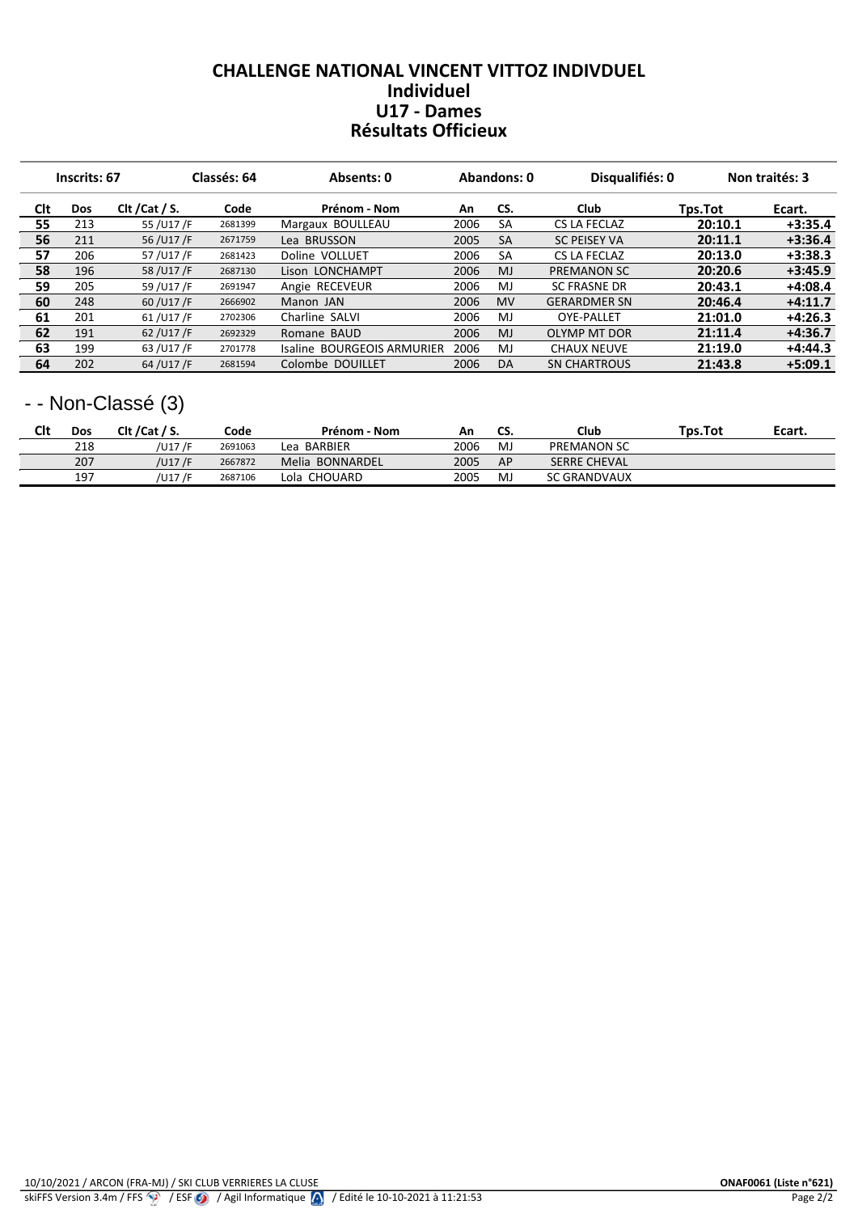# CHALLENGE NATIONAL VINCENT VITTOZ INDIVDUEL
## Individuel
## U17 - Dames
## Résultats Officieux

| Inscrits: 67 | Classés: 64 | Absents: 0 | Abandons: 0 | Disqualifiés: 0 | Non traités: 3 |
|---|---|---|---|---|---|

| Clt | Dos | Clt /Cat / S. | Code | Prénom - Nom | An | CS. | Club | Tps.Tot | Ecart. |
|---|---|---|---|---|---|---|---|---|---|
| **55** | 213 | 55 /U17 /F | 2681399 | Margaux BOULLEAU | 2006 | SA | CS LA FECLAZ | **20:10.1** | **+3:35.4** |
| **56** | 211 | 56 /U17 /F | 2671759 | Lea BRUSSON | 2005 | SA | SC PEISEY VA | **20:11.1** | **+3:36.4** |
| **57** | 206 | 57 /U17 /F | 2681423 | Doline VOLLUET | 2006 | SA | CS LA FECLAZ | **20:13.0** | **+3:38.3** |
| **58** | 196 | 58 /U17 /F | 2687130 | Lison LONCHAMPT | 2006 | MJ | PREMANON SC | **20:20.6** | **+3:45.9** |
| **59** | 205 | 59 /U17 /F | 2691947 | Angie RECEVEUR | 2006 | MJ | SC FRASNE DR | **20:43.1** | **+4:08.4** |
| **60** | 248 | 60 /U17 /F | 2666902 | Manon JAN | 2006 | MV | GERARDMER SN | **20:46.4** | **+4:11.7** |
| **61** | 201 | 61 /U17 /F | 2702306 | Charline SALVI | 2006 | MJ | OYE-PALLET | **21:01.0** | **+4:26.3** |
| **62** | 191 | 62 /U17 /F | 2692329 | Romane BAUD | 2006 | MJ | OLYMP MT DOR | **21:11.4** | **+4:36.7** |
| **63** | 199 | 63 /U17 /F | 2701778 | Isaline BOURGEOIS ARMURIER | 2006 | MJ | CHAUX NEUVE | **21:19.0** | **+4:44.3** |
| **64** | 202 | 64 /U17 /F | 2681594 | Colombe DOUILLET | 2006 | DA | SN CHARTROUS | **21:43.8** | **+5:09.1** |

## - - Non-Classé (3)

| Clt | Dos | Clt /Cat / S. | Code | Prénom - Nom | An | CS. | Club | Tps.Tot | Ecart. |
|---|---|---|---|---|---|---|---|---|---|
| | 218 | /U17 /F | 2691063 | Lea BARBIER | 2006 | MJ | PREMANON SC | | |
| | 207 | /U17 /F | 2667872 | Melia BONNARDEL | 2005 | AP | SERRE CHEVAL | | |
| | 197 | /U17 /F | 2687106 | Lola CHOUARD | 2005 | MJ | SC GRANDVAUX | | |

10/10/2021 / ARCON (FRA-MJ) / SKI CLUB VERRIERES LA CLUSE — ONAF0061 (Liste n°621)

skiFFS Version 3.4m / FFS / ESF / Agil Informatique / Edité le 10-10-2021 à 11:21:53